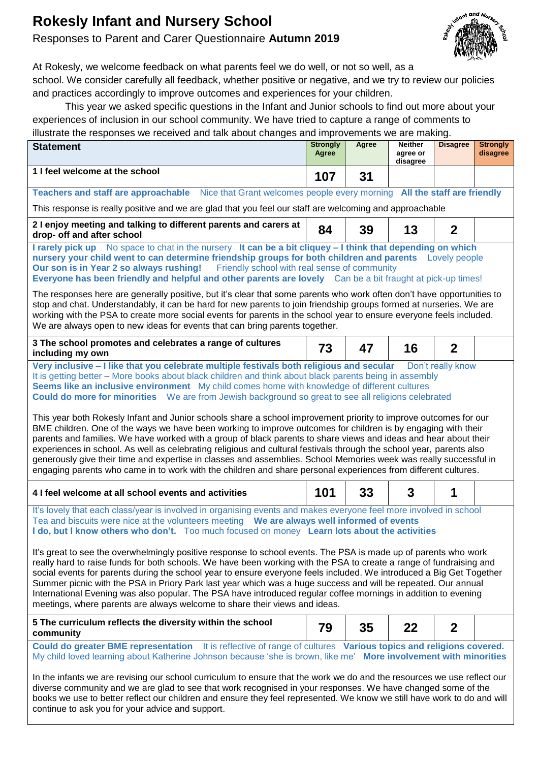# Rokesly Infant and Nursery School

Responses to Parent and Carer Questionnaire **Autumn 2019**

At Rokesly, we welcome feedback on what parents feel we do well, or not so well, as a school. We consider carefully all feedback, whether positive or negative, and we try to review our policies and practices accordingly to improve outcomes and experiences for your children.

This year we asked specific questions in the Infant and Junior schools to find out more about your experiences of inclusion in our school community. We have tried to capture a range of comments to illustrate the responses we received and talk about changes and improvements we are making.

| Statement | Strongly Agree | Agree | Neither agree or disagree | Disagree | Strongly disagree |
|---|---|---|---|---|---|
| 1 I feel welcome at the school | 107 | 31 | | | |

**Teachers and staff are approachable** Nice that Grant welcomes people every morning **All the staff are friendly**

This response is really positive and we are glad that you feel our staff are welcoming and approachable

| Statement | Strongly Agree | Agree | Neither agree or disagree | Disagree | Strongly disagree |
|---|---|---|---|---|---|
| 2 I enjoy meeting and talking to different parents and carers at drop- off and after school | 84 | 39 | 13 | 2 | |

**I rarely pick up** No space to chat in the nursery **It can be a bit cliquey – I think that depending on which nursery your child went to can determine friendship groups for both children and parents** Lovely people **Our son is in Year 2 so always rushing!** Friendly school with real sense of community **Everyone has been friendly and helpful and other parents are lovely** Can be a bit fraught at pick-up times!

The responses here are generally positive, but it's clear that some parents who work often don't have opportunities to stop and chat. Understandably, it can be hard for new parents to join friendship groups formed at nurseries. We are working with the PSA to create more social events for parents in the school year to ensure everyone feels included. We are always open to new ideas for events that can bring parents together.

| Statement | Strongly Agree | Agree | Neither agree or disagree | Disagree | Strongly disagree |
|---|---|---|---|---|---|
| 3 The school promotes and celebrates a range of cultures including my own | 73 | 47 | 16 | 2 | |

**Very inclusive – I like that you celebrate multiple festivals both religious and secular** Don't really know It is getting better – More books about black children and think about black parents being in assembly **Seems like an inclusive environment** My child comes home with knowledge of different cultures **Could do more for minorities** We are from Jewish background so great to see all religions celebrated

This year both Rokesly Infant and Junior schools share a school improvement priority to improve outcomes for our BME children. One of the ways we have been working to improve outcomes for children is by engaging with their parents and families. We have worked with a group of black parents to share views and ideas and hear about their experiences in school. As well as celebrating religious and cultural festivals through the school year, parents also generously give their time and expertise in classes and assemblies. School Memories week was really successful in engaging parents who came in to work with the children and share personal experiences from different cultures.

| Statement | Strongly Agree | Agree | Neither agree or disagree | Disagree | Strongly disagree |
|---|---|---|---|---|---|
| 4 I feel welcome at all school events and activities | 101 | 33 | 3 | 1 | |

It's lovely that each class/year is involved in organising events and makes everyone feel more involved in school Tea and biscuits were nice at the volunteers meeting **We are always well informed of events** **I do, but I know others who don't.** Too much focused on money **Learn lots about the activities**

It's great to see the overwhelmingly positive response to school events. The PSA is made up of parents who work really hard to raise funds for both schools. We have been working with the PSA to create a range of fundraising and social events for parents during the school year to ensure everyone feels included. We introduced a Big Get Together Summer picnic with the PSA in Priory Park last year which was a huge success and will be repeated. Our annual International Evening was also popular. The PSA have introduced regular coffee mornings in addition to evening meetings, where parents are always welcome to share their views and ideas.

| Statement | Strongly Agree | Agree | Neither agree or disagree | Disagree | Strongly disagree |
|---|---|---|---|---|---|
| 5 The curriculum reflects the diversity within the school community | 79 | 35 | 22 | 2 | |

**Could do greater BME representation** It is reflective of range of cultures **Various topics and religions covered.** My child loved learning about Katherine Johnson because 'she is brown, like me' **More involvement with minorities**

In the infants we are revising our school curriculum to ensure that the work we do and the resources we use reflect our diverse community and we are glad to see that work recognised in your responses. We have changed some of the books we use to better reflect our children and ensure they feel represented. We know we still have work to do and will continue to ask you for your advice and support.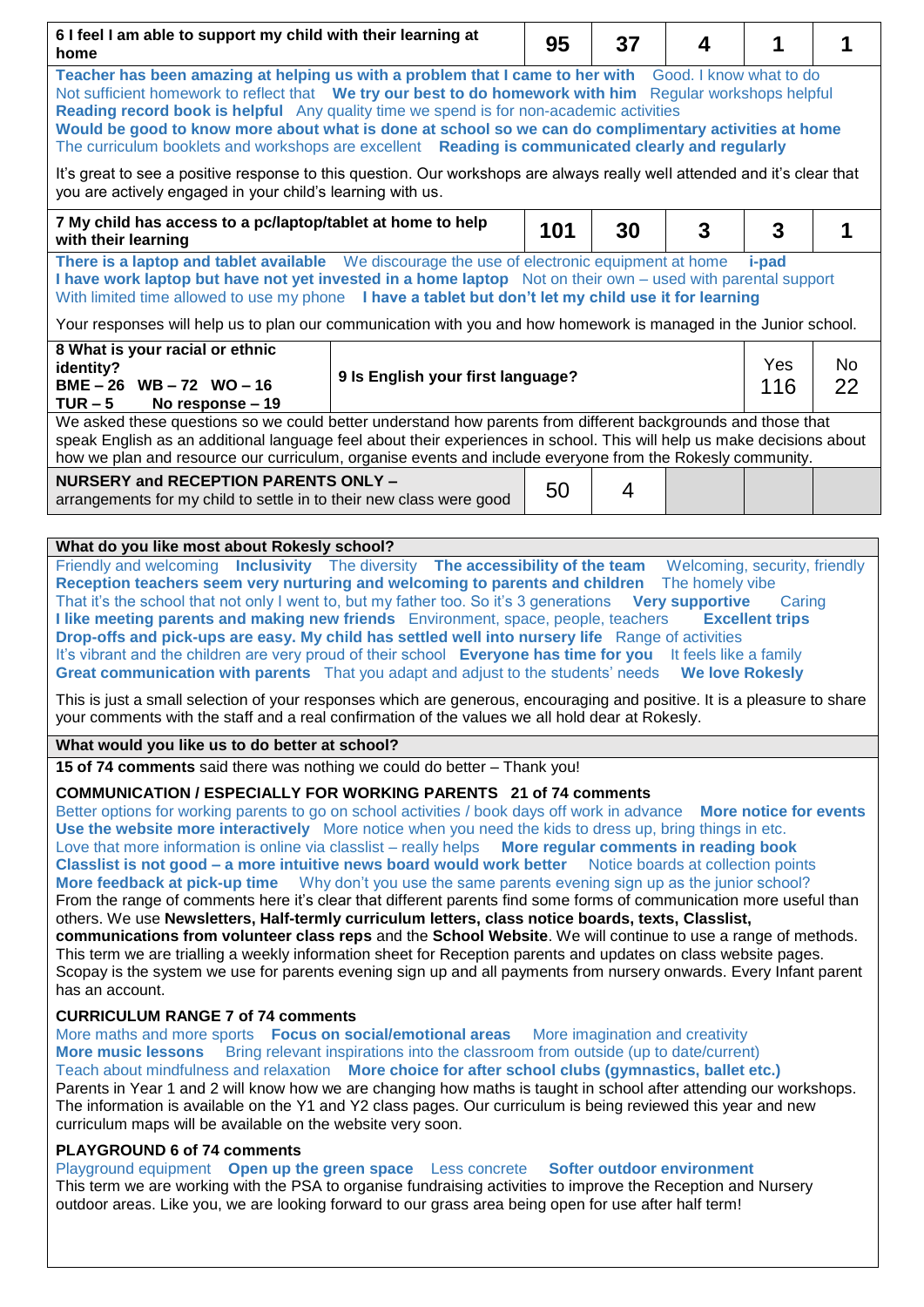| 6 I feel I am able to support my child with their learning at home | 95 | 37 | 4 | 1 | 1 |
|---|---|---|---|---|---|

Teacher has been amazing at helping us with a problem that I came to her with  Good. I know what to do
Not sufficient homework to reflect that  We try our best to do homework with him  Regular workshops helpful
Reading record book is helpful  Any quality time we spend is for non-academic activities
Would be good to know more about what is done at school so we can do complimentary activities at home
The curriculum booklets and workshops are excellent  Reading is communicated clearly and regularly

It's great to see a positive response to this question. Our workshops are always really well attended and it's clear that you are actively engaged in your child's learning with us.

| 7 My child has access to a pc/laptop/tablet at home to help with their learning | 101 | 30 | 3 | 3 | 1 |
|---|---|---|---|---|---|

There is a laptop and tablet available  We discourage the use of electronic equipment at home  i-pad
I have work laptop but have not yet invested in a home laptop  Not on their own – used with parental support
With limited time allowed to use my phone  I have a tablet but don't let my child use it for learning

Your responses will help us to plan our communication with you and how homework is managed in the Junior school.

| 8 What is your racial or ethnic identity? BME – 26 WB – 72 WO – 16 TUR – 5 No response – 19 | 9 Is English your first language? | Yes 116 | No 22 |
|---|---|---|---|

We asked these questions so we could better understand how parents from different backgrounds and those that speak English as an additional language feel about their experiences in school. This will help us make decisions about how we plan and resource our curriculum, organise events and include everyone from the Rokesly community.

| NURSERY and RECEPTION PARENTS ONLY – arrangements for my child to settle in to their new class were good | 50 | 4 | | | |
|---|---|---|---|---|---|

**What do you like most about Rokesly school?**

Friendly and welcoming  Inclusivity  The diversity  The accessibility of the team  Welcoming, security, friendly
Reception teachers seem very nurturing and welcoming to parents and children  The homely vibe
That it's the school that not only I went to, but my father too. So it's 3 generations  Very supportive  Caring
I like meeting parents and making new friends  Environment, space, people, teachers  Excellent trips
Drop-offs and pick-ups are easy. My child has settled well into nursery life  Range of activities
It's vibrant and the children are very proud of their school  Everyone has time for you  It feels like a family
Great communication with parents  That you adapt and adjust to the students' needs  We love Rokesly

This is just a small selection of your responses which are generous, encouraging and positive. It is a pleasure to share your comments with the staff and a real confirmation of the values we all hold dear at Rokesly.

**What would you like us to do better at school?**

**15 of 74 comments** said there was nothing we could do better – Thank you!

**COMMUNICATION / ESPECIALLY FOR WORKING PARENTS 21 of 74 comments**

Better options for working parents to go on school activities / book days off work in advance  More notice for events
Use the website more interactively  More notice when you need the kids to dress up, bring things in etc.
Love that more information is online via classlist – really helps  More regular comments in reading book
Classlist is not good – a more intuitive news board would work better  Notice boards at collection points
More feedback at pick-up time  Why don't you use the same parents evening sign up as the junior school?

From the range of comments here it's clear that different parents find some forms of communication more useful than others. We use **Newsletters, Half-termly curriculum letters, class notice boards, texts, Classlist, communications from volunteer class reps** and the **School Website**. We will continue to use a range of methods. This term we are trialling a weekly information sheet for Reception parents and updates on class website pages. Scopay is the system we use for parents evening sign up and all payments from nursery onwards. Every Infant parent has an account.

**CURRICULUM RANGE 7 of 74 comments**

More maths and more sports  Focus on social/emotional areas  More imagination and creativity
More music lessons  Bring relevant inspirations into the classroom from outside (up to date/current)
Teach about mindfulness and relaxation  More choice for after school clubs (gymnastics, ballet etc.)

Parents in Year 1 and 2 will know how we are changing how maths is taught in school after attending our workshops. The information is available on the Y1 and Y2 class pages. Our curriculum is being reviewed this year and new curriculum maps will be available on the website very soon.

**PLAYGROUND 6 of 74 comments**

Playground equipment  Open up the green space  Less concrete  Softer outdoor environment

This term we are working with the PSA to organise fundraising activities to improve the Reception and Nursery outdoor areas. Like you, we are looking forward to our grass area being open for use after half term!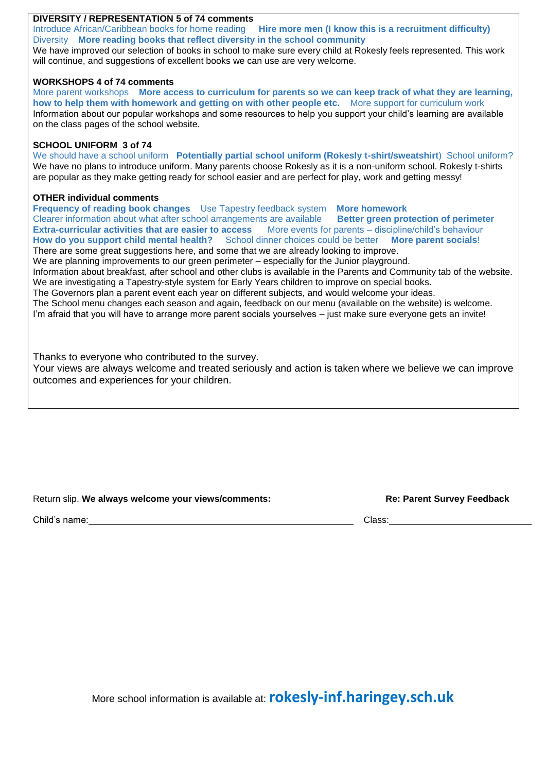**DIVERSITY / REPRESENTATION 5 of 74 comments**

Introduce African/Caribbean books for home reading **Hire more men (I know this is a recruitment difficulty)** Diversity **More reading books that reflect diversity in the school community**

We have improved our selection of books in school to make sure every child at Rokesly feels represented. This work will continue, and suggestions of excellent books we can use are very welcome.

**WORKSHOPS 4 of 74 comments**

More parent workshops **More access to curriculum for parents so we can keep track of what they are learning, how to help them with homework and getting on with other people etc.** More support for curriculum work

Information about our popular workshops and some resources to help you support your child's learning are available on the class pages of the school website.

**SCHOOL UNIFORM 3 of 74**

We should have a school uniform **Potentially partial school uniform (Rokesly t-shirt/sweatshirt**) School uniform?

We have no plans to introduce uniform. Many parents choose Rokesly as it is a non-uniform school. Rokesly t-shirts are popular as they make getting ready for school easier and are perfect for play, work and getting messy!

**OTHER individual comments**

**Frequency of reading book changes** Use Tapestry feedback system **More homework**
Clearer information about what after school arrangements are available **Better green protection of perimeter**
**Extra-curricular activities that are easier to access** More events for parents – discipline/child's behaviour
**How do you support child mental health?** School dinner choices could be better **More parent socials**!

There are some great suggestions here, and some that we are already looking to improve.
We are planning improvements to our green perimeter – especially for the Junior playground.
Information about breakfast, after school and other clubs is available in the Parents and Community tab of the website.
We are investigating a Tapestry-style system for Early Years children to improve on special books.
The Governors plan a parent event each year on different subjects, and would welcome your ideas.
The School menu changes each season and again, feedback on our menu (available on the website) is welcome.
I'm afraid that you will have to arrange more parent socials yourselves – just make sure everyone gets an invite!

Thanks to everyone who contributed to the survey.
Your views are always welcome and treated seriously and action is taken where we believe we can improve outcomes and experiences for your children.

Return slip. **We always welcome your views/comments:** **Re: Parent Survey Feedback**

Child's name: ____________________ Class: ____________________

More school information is available at: **rokesly-inf.haringey.sch.uk**